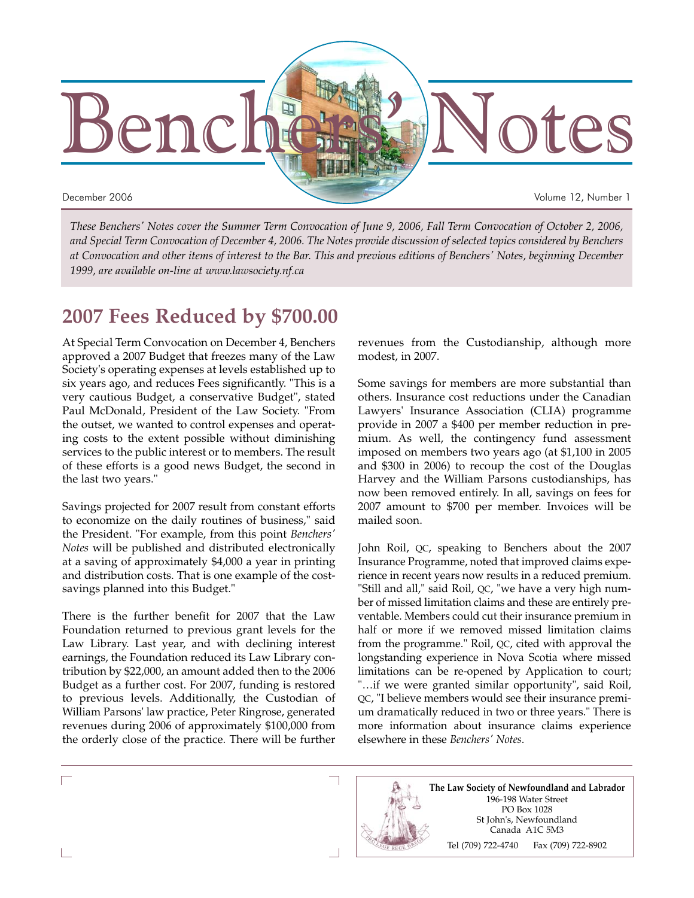# Benchers' Notes

December 2006 — Volume 12, Number 1

*These Benchers' Notes cover the Summer Term Convocation of June 9, 2006, Fall Term Convocation of October 2, 2006, and Special Term Convocation of December 4, 2006. The Notes provide discussion of selected topics considered by Benchers at Convocation and other items of interest to the Bar. This and previous editions of Benchers' Notes, beginning December 1999, are available on-line at www.lawsociety.nf.ca*

## 2007 Fees Reduced by $700.00

At Special Term Convocation on December 4, Benchers approved a 2007 Budget that freezes many of the Law Society's operating expenses at levels established up to six years ago, and reduces Fees significantly. "This is a very cautious Budget, a conservative Budget", stated Paul McDonald, President of the Law Society. "From the outset, we wanted to control expenses and operating costs to the extent possible without diminishing services to the public interest or to members. The result of these efforts is a good news Budget, the second in the last two years."

Savings projected for 2007 result from constant efforts to economize on the daily routines of business," said the President. "For example, from this point *Benchers' Notes* will be published and distributed electronically at a saving of approximately $4,000 a year in printing and distribution costs. That is one example of the cost-savings planned into this Budget."

There is the further benefit for 2007 that the Law Foundation returned to previous grant levels for the Law Library. Last year, and with declining interest earnings, the Foundation reduced its Law Library contribution by $22,000, an amount added then to the 2006 Budget as a further cost. For 2007, funding is restored to previous levels. Additionally, the Custodian of William Parsons' law practice, Peter Ringrose, generated revenues during 2006 of approximately $100,000 from the orderly close of the practice. There will be further revenues from the Custodianship, although more modest, in 2007.

Some savings for members are more substantial than others. Insurance cost reductions under the Canadian Lawyers' Insurance Association (CLIA) programme provide in 2007 a $400 per member reduction in premium. As well, the contingency fund assessment imposed on members two years ago (at $1,100 in 2005 and $300 in 2006) to recoup the cost of the Douglas Harvey and the William Parsons custodianships, has now been removed entirely. In all, savings on fees for 2007 amount to $700 per member. Invoices will be mailed soon.

John Roil, QC, speaking to Benchers about the 2007 Insurance Programme, noted that improved claims experience in recent years now results in a reduced premium. "Still and all," said Roil, QC, "we have a very high number of missed limitation claims and these are entirely preventable. Members could cut their insurance premium in half or more if we removed missed limitation claims from the programme." Roil, QC, cited with approval the longstanding experience in Nova Scotia where missed limitations can be re-opened by Application to court; "…if we were granted similar opportunity", said Roil, QC, "I believe members would see their insurance premium dramatically reduced in two or three years." There is more information about insurance claims experience elsewhere in these *Benchers' Notes*.

**The Law Society of Newfoundland and Labrador**
196-198 Water Street
PO Box 1028
St John's, Newfoundland
Canada A1C 5M3
Tel (709) 722-4740 Fax (709) 722-8902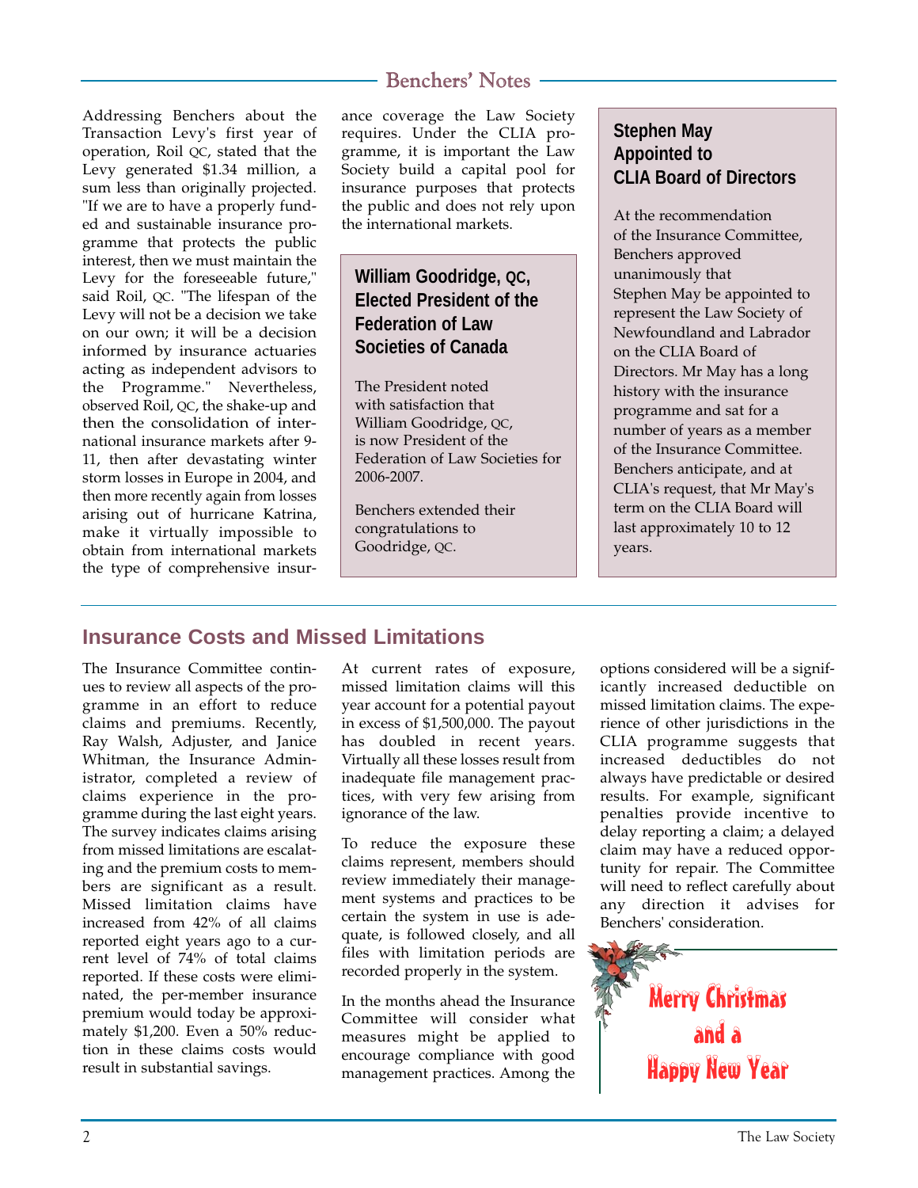## Benchers' Notes

Addressing Benchers about the Transaction Levy's first year of operation, Roil QC, stated that the Levy generated $1.34 million, a sum less than originally projected. "If we are to have a properly funded and sustainable insurance programme that protects the public interest, then we must maintain the Levy for the foreseeable future," said Roil, QC. "The lifespan of the Levy will not be a decision we take on our own; it will be a decision informed by insurance actuaries acting as independent advisors to the Programme." Nevertheless, observed Roil, QC, the shake-up and then the consolidation of international insurance markets after 9-11, then after devastating winter storm losses in Europe in 2004, and then more recently again from losses arising out of hurricane Katrina, make it virtually impossible to obtain from international markets the type of comprehensive insurance coverage the Law Society requires. Under the CLIA programme, it is important the Law Society build a capital pool for insurance purposes that protects the public and does not rely upon the international markets.

### William Goodridge, QC, Elected President of the Federation of Law Societies of Canada

The President noted with satisfaction that William Goodridge, QC, is now President of the Federation of Law Societies for 2006-2007.

Benchers extended their congratulations to Goodridge, QC.

### Stephen May Appointed to CLIA Board of Directors

At the recommendation of the Insurance Committee, Benchers approved unanimously that Stephen May be appointed to represent the Law Society of Newfoundland and Labrador on the CLIA Board of Directors. Mr May has a long history with the insurance programme and sat for a number of years as a member of the Insurance Committee. Benchers anticipate, and at CLIA's request, that Mr May's term on the CLIA Board will last approximately 10 to 12 years.

## Insurance Costs and Missed Limitations

The Insurance Committee continues to review all aspects of the programme in an effort to reduce claims and premiums. Recently, Ray Walsh, Adjuster, and Janice Whitman, the Insurance Administrator, completed a review of claims experience in the programme during the last eight years. The survey indicates claims arising from missed limitations are escalating and the premium costs to members are significant as a result. Missed limitation claims have increased from 42% of all claims reported eight years ago to a current level of 74% of total claims reported. If these costs were eliminated, the per-member insurance premium would today be approximately $1,200. Even a 50% reduction in these claims costs would result in substantial savings.

At current rates of exposure, missed limitation claims will this year account for a potential payout in excess of $1,500,000. The payout has doubled in recent years. Virtually all these losses result from inadequate file management practices, with very few arising from ignorance of the law.

To reduce the exposure these claims represent, members should review immediately their management systems and practices to be certain the system in use is adequate, is followed closely, and all files with limitation periods are recorded properly in the system.

In the months ahead the Insurance Committee will consider what measures might be applied to encourage compliance with good management practices. Among the options considered will be a significantly increased deductible on missed limitation claims. The experience of other jurisdictions in the CLIA programme suggests that increased deductibles do not always have predictable or desired results. For example, significant penalties provide incentive to delay reporting a claim; a delayed claim may have a reduced opportunity for repair. The Committee will need to reflect carefully about any direction it advises for Benchers' consideration.

Merry Christmas and a Happy New Year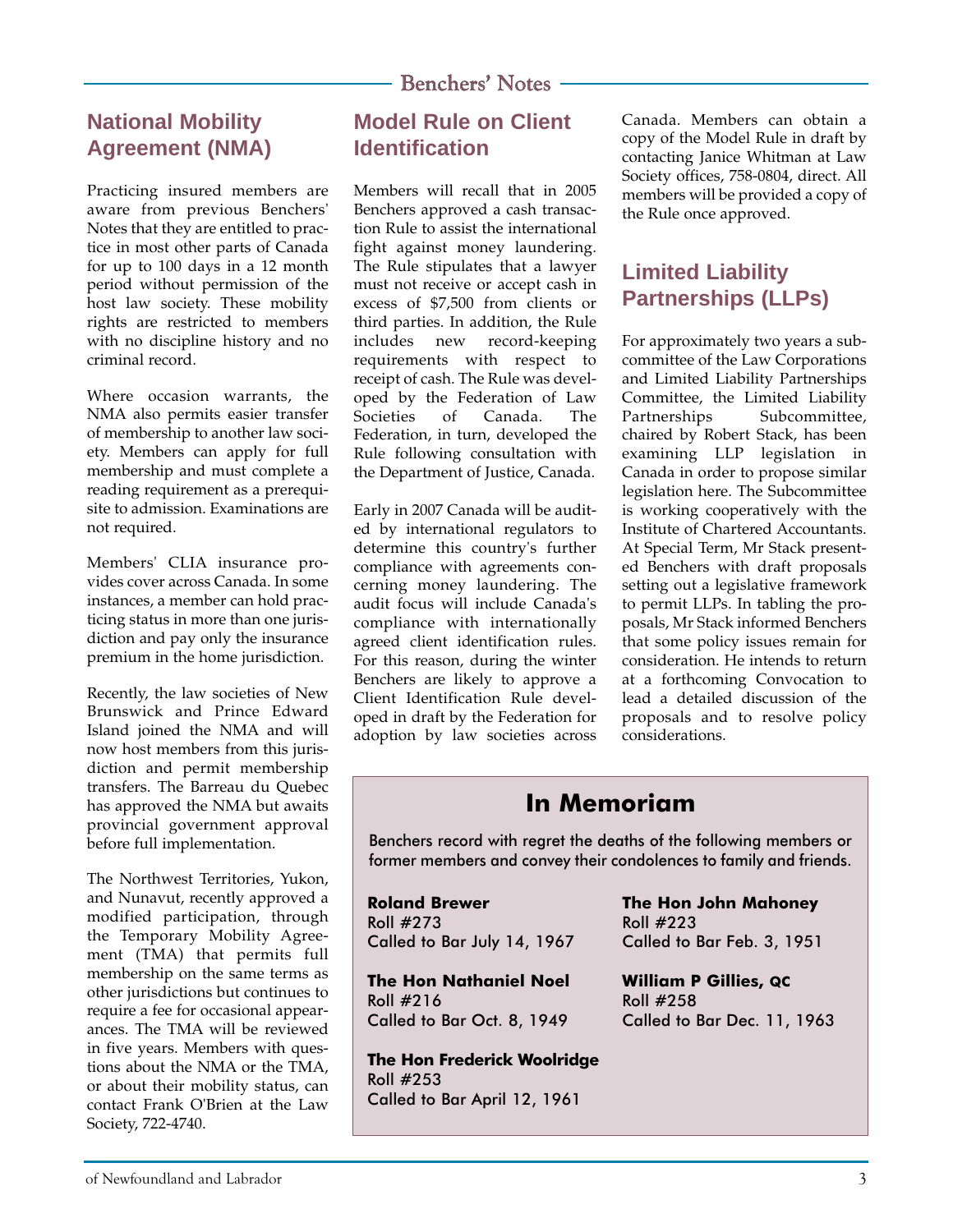## National Mobility Agreement (NMA)

Practicing insured members are aware from previous Benchers' Notes that they are entitled to practice in most other parts of Canada for up to 100 days in a 12 month period without permission of the host law society. These mobility rights are restricted to members with no discipline history and no criminal record.

Where occasion warrants, the NMA also permits easier transfer of membership to another law society. Members can apply for full membership and must complete a reading requirement as a prerequisite to admission. Examinations are not required.

Members' CLIA insurance provides cover across Canada. In some instances, a member can hold practicing status in more than one jurisdiction and pay only the insurance premium in the home jurisdiction.

Recently, the law societies of New Brunswick and Prince Edward Island joined the NMA and will now host members from this jurisdiction and permit membership transfers. The Barreau du Quebec has approved the NMA but awaits provincial government approval before full implementation.

The Northwest Territories, Yukon, and Nunavut, recently approved a modified participation, through the Temporary Mobility Agreement (TMA) that permits full membership on the same terms as other jurisdictions but continues to require a fee for occasional appearances. The TMA will be reviewed in five years. Members with questions about the NMA or the TMA, or about their mobility status, can contact Frank O'Brien at the Law Society, 722-4740.

## Model Rule on Client Identification

Members will recall that in 2005 Benchers approved a cash transaction Rule to assist the international fight against money laundering. The Rule stipulates that a lawyer must not receive or accept cash in excess of $7,500 from clients or third parties. In addition, the Rule includes new record-keeping requirements with respect to receipt of cash. The Rule was developed by the Federation of Law Societies of Canada. The Federation, in turn, developed the Rule following consultation with the Department of Justice, Canada.

Early in 2007 Canada will be audited by international regulators to determine this country's further compliance with agreements concerning money laundering. The audit focus will include Canada's compliance with internationally agreed client identification rules. For this reason, during the winter Benchers are likely to approve a Client Identification Rule developed in draft by the Federation for adoption by law societies across Canada. Members can obtain a copy of the Model Rule in draft by contacting Janice Whitman at Law Society offices, 758-0804, direct. All members will be provided a copy of the Rule once approved.

## Limited Liability Partnerships (LLPs)

For approximately two years a subcommittee of the Law Corporations and Limited Liability Partnerships Committee, the Limited Liability Partnerships Subcommittee, chaired by Robert Stack, has been examining LLP legislation in Canada in order to propose similar legislation here. The Subcommittee is working cooperatively with the Institute of Chartered Accountants. At Special Term, Mr Stack presented Benchers with draft proposals setting out a legislative framework to permit LLPs. In tabling the proposals, Mr Stack informed Benchers that some policy issues remain for consideration. He intends to return at a forthcoming Convocation to lead a detailed discussion of the proposals and to resolve policy considerations.

## In Memoriam

Benchers record with regret the deaths of the following members or former members and convey their condolences to family and friends.

**Roland Brewer**
Roll #273
Called to Bar July 14, 1967

**The Hon Nathaniel Noel**
Roll #216
Called to Bar Oct. 8, 1949

**The Hon Frederick Woolridge**
Roll #253
Called to Bar April 12, 1961

**The Hon John Mahoney**
Roll #223
Called to Bar Feb. 3, 1951

**William P Gillies, QC**
Roll #258
Called to Bar Dec. 11, 1963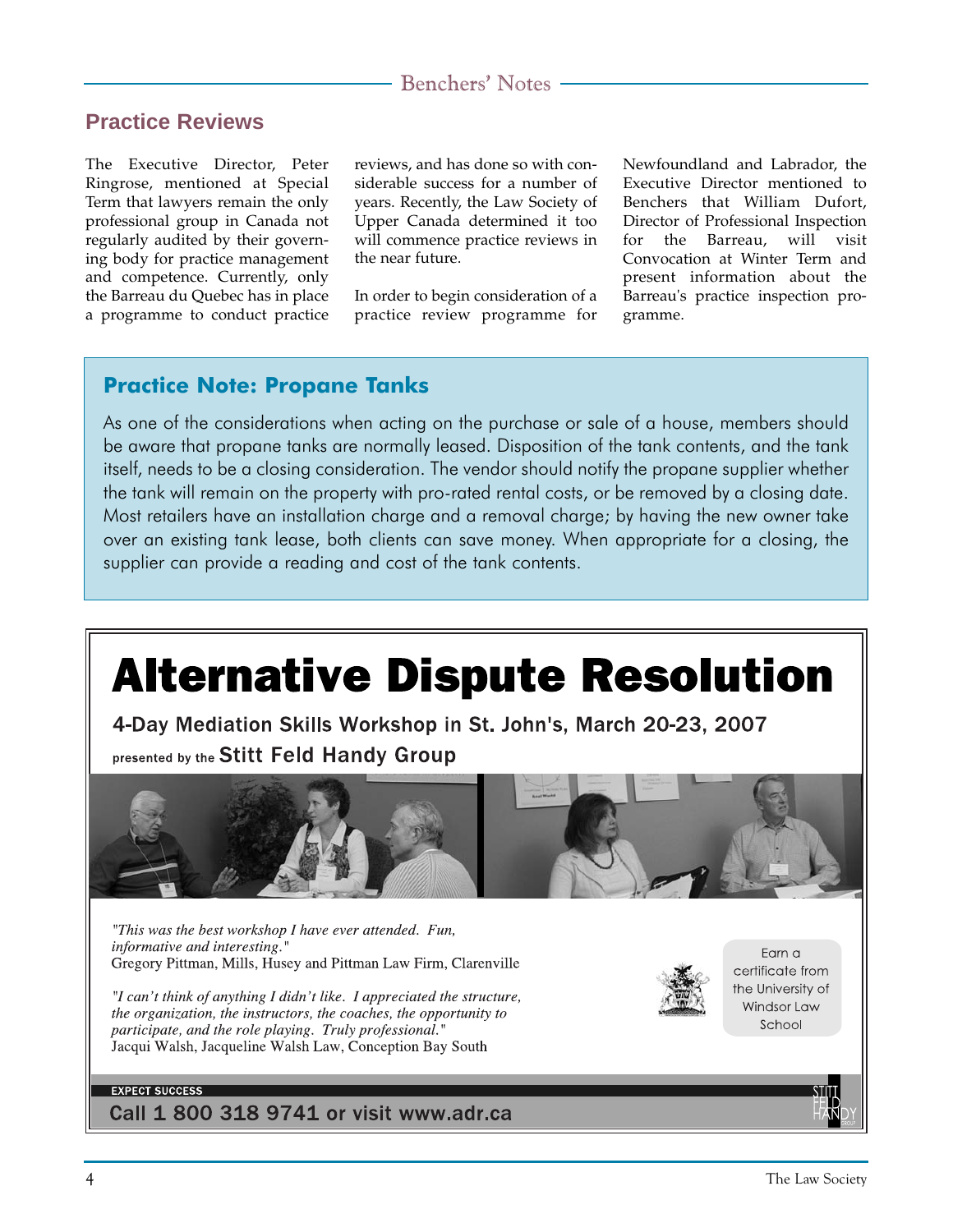## Practice Reviews

The Executive Director, Peter Ringrose, mentioned at Special Term that lawyers remain the only professional group in Canada not regularly audited by their governing body for practice management and competence. Currently, only the Barreau du Quebec has in place a programme to conduct practice reviews, and has done so with considerable success for a number of years. Recently, the Law Society of Upper Canada determined it too will commence practice reviews in the near future.

In order to begin consideration of a practice review programme for Newfoundland and Labrador, the Executive Director mentioned to Benchers that William Dufort, Director of Professional Inspection for the Barreau, will visit Convocation at Winter Term and present information about the Barreau's practice inspection programme.

### Practice Note: Propane Tanks

As one of the considerations when acting on the purchase or sale of a house, members should be aware that propane tanks are normally leased. Disposition of the tank contents, and the tank itself, needs to be a closing consideration. The vendor should notify the propane supplier whether the tank will remain on the property with pro-rated rental costs, or be removed by a closing date. Most retailers have an installation charge and a removal charge; by having the new owner take over an existing tank lease, both clients can save money. When appropriate for a closing, the supplier can provide a reading and cost of the tank contents.

# Alternative Dispute Resolution

**4-Day Mediation Skills Workshop in St. John's, March 20-23, 2007**

presented by the **Stitt Feld Handy Group**

*"This was the best workshop I have ever attended. Fun, informative and interesting."*
Gregory Pittman, Mills, Husey and Pittman Law Firm, Clarenville

*"I can't think of anything I didn't like. I appreciated the structure, the organization, the instructors, the coaches, the opportunity to participate, and the role playing. Truly professional."*
Jacqui Walsh, Jacqueline Walsh Law, Conception Bay South

Earn a certificate from the University of Windsor Law School

**EXPECT SUCCESS**

**Call 1 800 318 9741 or visit www.adr.ca**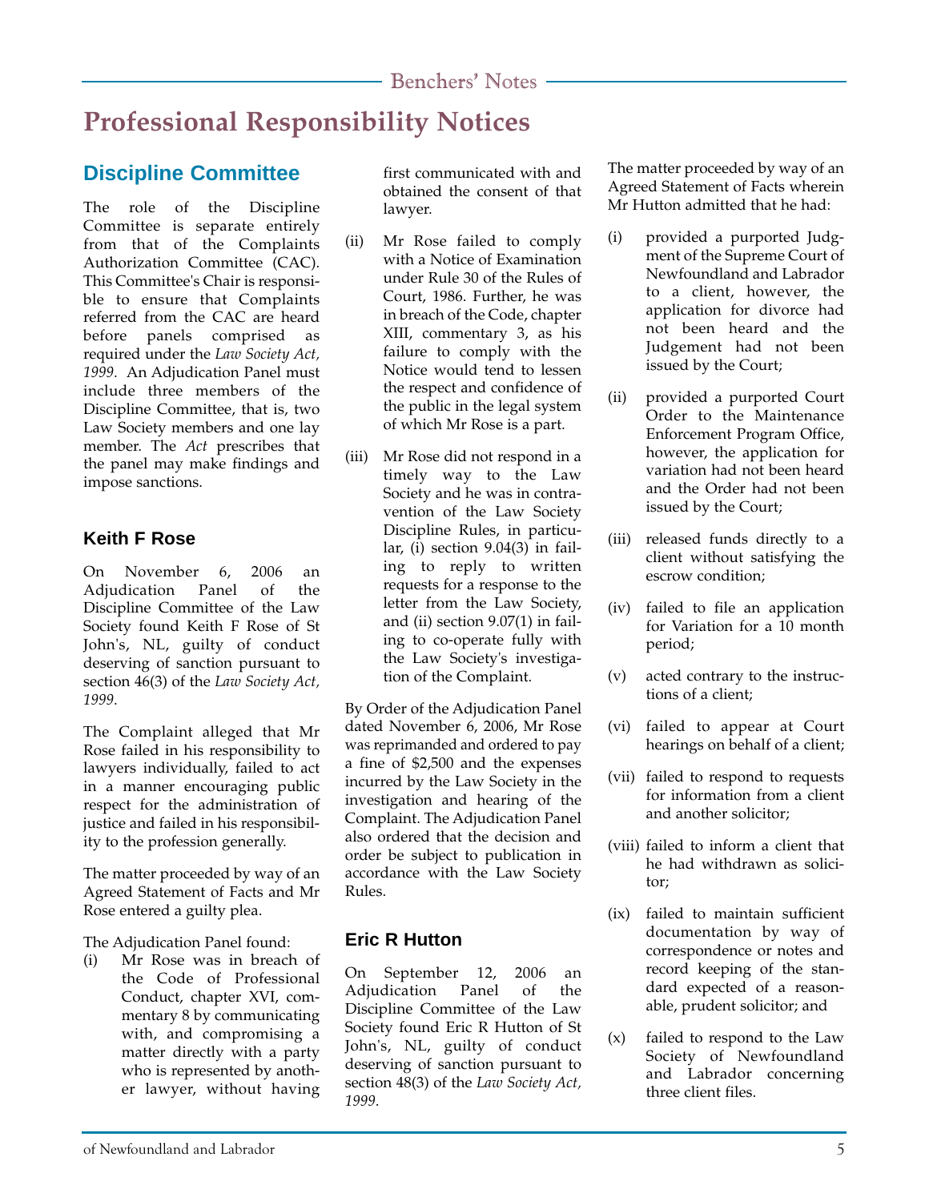# Professional Responsibility Notices

## Discipline Committee

The role of the Discipline Committee is separate entirely from that of the Complaints Authorization Committee (CAC). This Committee's Chair is responsible to ensure that Complaints referred from the CAC are heard before panels comprised as required under the *Law Society Act, 1999*. An Adjudication Panel must include three members of the Discipline Committee, that is, two Law Society members and one lay member. The *Act* prescribes that the panel may make findings and impose sanctions.

### Keith F Rose

On November 6, 2006 an Adjudication Panel of the Discipline Committee of the Law Society found Keith F Rose of St John's, NL, guilty of conduct deserving of sanction pursuant to section 46(3) of the *Law Society Act, 1999*.

The Complaint alleged that Mr Rose failed in his responsibility to lawyers individually, failed to act in a manner encouraging public respect for the administration of justice and failed in his responsibility to the profession generally.

The matter proceeded by way of an Agreed Statement of Facts and Mr Rose entered a guilty plea.

The Adjudication Panel found:

(i) Mr Rose was in breach of the Code of Professional Conduct, chapter XVI, commentary 8 by communicating with, and compromising a matter directly with a party who is represented by another lawyer, without having first communicated with and obtained the consent of that lawyer.

(ii) Mr Rose failed to comply with a Notice of Examination under Rule 30 of the Rules of Court, 1986. Further, he was in breach of the Code, chapter XIII, commentary 3, as his failure to comply with the Notice would tend to lessen the respect and confidence of the public in the legal system of which Mr Rose is a part.

(iii) Mr Rose did not respond in a timely way to the Law Society and he was in contravention of the Law Society Discipline Rules, in particular, (i) section 9.04(3) in failing to reply to written requests for a response to the letter from the Law Society, and (ii) section 9.07(1) in failing to co-operate fully with the Law Society's investigation of the Complaint.

By Order of the Adjudication Panel dated November 6, 2006, Mr Rose was reprimanded and ordered to pay a fine of $2,500 and the expenses incurred by the Law Society in the investigation and hearing of the Complaint. The Adjudication Panel also ordered that the decision and order be subject to publication in accordance with the Law Society Rules.

### Eric R Hutton

On September 12, 2006 an Adjudication Panel of the Discipline Committee of the Law Society found Eric R Hutton of St John's, NL, guilty of conduct deserving of sanction pursuant to section 48(3) of the *Law Society Act, 1999*.

The matter proceeded by way of an Agreed Statement of Facts wherein Mr Hutton admitted that he had:

(i) provided a purported Judgment of the Supreme Court of Newfoundland and Labrador to a client, however, the application for divorce had not been heard and the Judgement had not been issued by the Court;

(ii) provided a purported Court Order to the Maintenance Enforcement Program Office, however, the application for variation had not been heard and the Order had not been issued by the Court;

(iii) released funds directly to a client without satisfying the escrow condition;

(iv) failed to file an application for Variation for a 10 month period;

(v) acted contrary to the instructions of a client;

(vi) failed to appear at Court hearings on behalf of a client;

(vii) failed to respond to requests for information from a client and another solicitor;

(viii) failed to inform a client that he had withdrawn as solicitor;

(ix) failed to maintain sufficient documentation by way of correspondence or notes and record keeping of the standard expected of a reasonable, prudent solicitor; and

(x) failed to respond to the Law Society of Newfoundland and Labrador concerning three client files.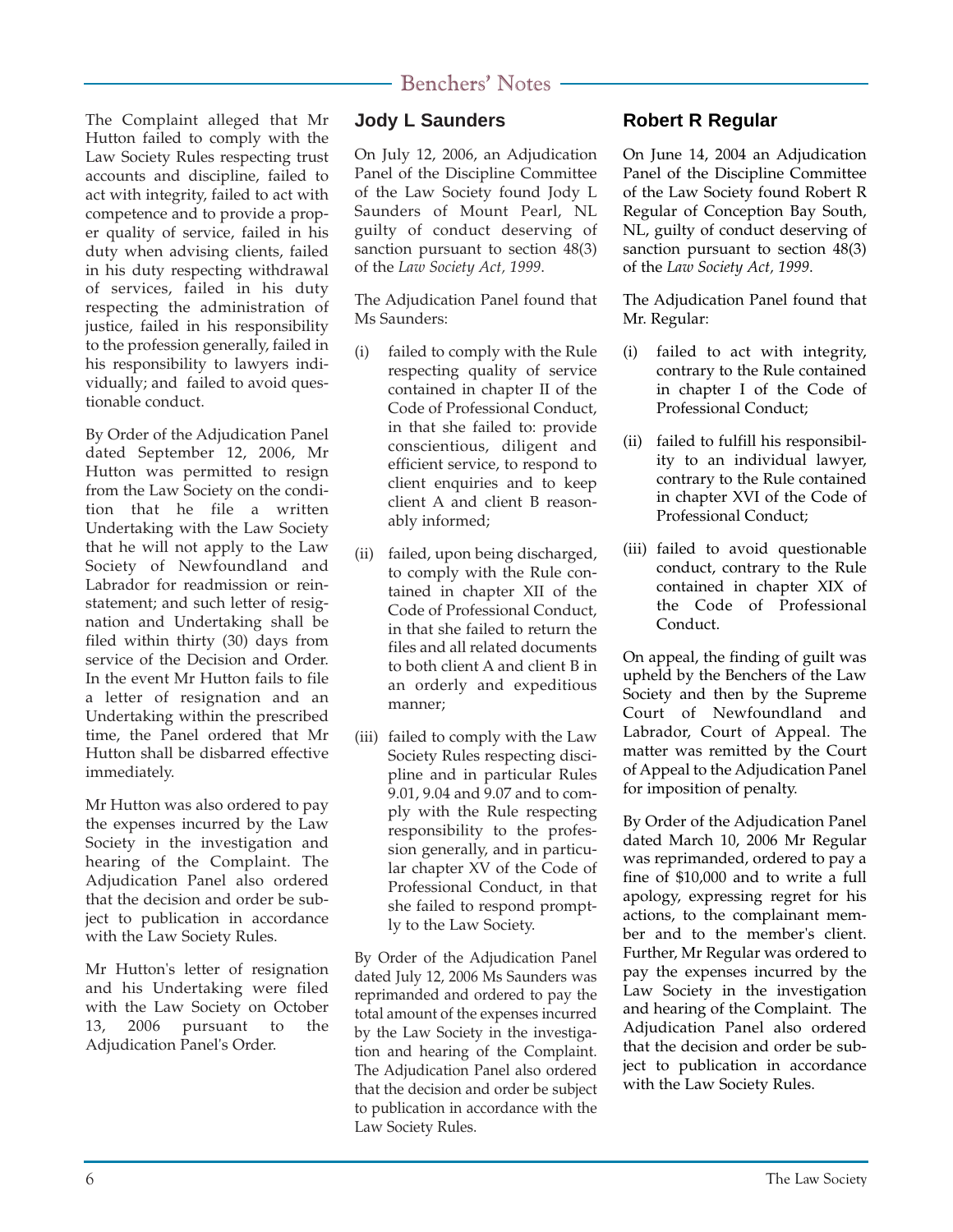The Complaint alleged that Mr Hutton failed to comply with the Law Society Rules respecting trust accounts and discipline, failed to act with integrity, failed to act with competence and to provide a proper quality of service, failed in his duty when advising clients, failed in his duty respecting withdrawal of services, failed in his duty respecting the administration of justice, failed in his responsibility to the profession generally, failed in his responsibility to lawyers individually; and failed to avoid questionable conduct.

By Order of the Adjudication Panel dated September 12, 2006, Mr Hutton was permitted to resign from the Law Society on the condition that he file a written Undertaking with the Law Society that he will not apply to the Law Society of Newfoundland and Labrador for readmission or reinstatement; and such letter of resignation and Undertaking shall be filed within thirty (30) days from service of the Decision and Order. In the event Mr Hutton fails to file a letter of resignation and an Undertaking within the prescribed time, the Panel ordered that Mr Hutton shall be disbarred effective immediately.

Mr Hutton was also ordered to pay the expenses incurred by the Law Society in the investigation and hearing of the Complaint. The Adjudication Panel also ordered that the decision and order be subject to publication in accordance with the Law Society Rules.

Mr Hutton's letter of resignation and his Undertaking were filed with the Law Society on October 13, 2006 pursuant to the Adjudication Panel's Order.

## Jody L Saunders

On July 12, 2006, an Adjudication Panel of the Discipline Committee of the Law Society found Jody L Saunders of Mount Pearl, NL guilty of conduct deserving of sanction pursuant to section 48(3) of the *Law Society Act, 1999*.

The Adjudication Panel found that Ms Saunders:

(i) failed to comply with the Rule respecting quality of service contained in chapter II of the Code of Professional Conduct, in that she failed to: provide conscientious, diligent and efficient service, to respond to client enquiries and to keep client A and client B reasonably informed;

(ii) failed, upon being discharged, to comply with the Rule contained in chapter XII of the Code of Professional Conduct, in that she failed to return the files and all related documents to both client A and client B in an orderly and expeditious manner;

(iii) failed to comply with the Law Society Rules respecting discipline and in particular Rules 9.01, 9.04 and 9.07 and to comply with the Rule respecting responsibility to the profession generally, and in particular chapter XV of the Code of Professional Conduct, in that she failed to respond promptly to the Law Society.

By Order of the Adjudication Panel dated July 12, 2006 Ms Saunders was reprimanded and ordered to pay the total amount of the expenses incurred by the Law Society in the investigation and hearing of the Complaint. The Adjudication Panel also ordered that the decision and order be subject to publication in accordance with the Law Society Rules.

## Robert R Regular

On June 14, 2004 an Adjudication Panel of the Discipline Committee of the Law Society found Robert R Regular of Conception Bay South, NL, guilty of conduct deserving of sanction pursuant to section 48(3) of the *Law Society Act, 1999*.

The Adjudication Panel found that Mr. Regular:

(i) failed to act with integrity, contrary to the Rule contained in chapter I of the Code of Professional Conduct;

(ii) failed to fulfill his responsibility to an individual lawyer, contrary to the Rule contained in chapter XVI of the Code of Professional Conduct;

(iii) failed to avoid questionable conduct, contrary to the Rule contained in chapter XIX of the Code of Professional Conduct.

On appeal, the finding of guilt was upheld by the Benchers of the Law Society and then by the Supreme Court of Newfoundland and Labrador, Court of Appeal. The matter was remitted by the Court of Appeal to the Adjudication Panel for imposition of penalty.

By Order of the Adjudication Panel dated March 10, 2006 Mr Regular was reprimanded, ordered to pay a fine of $10,000 and to write a full apology, expressing regret for his actions, to the complainant member and to the member's client. Further, Mr Regular was ordered to pay the expenses incurred by the Law Society in the investigation and hearing of the Complaint. The Adjudication Panel also ordered that the decision and order be subject to publication in accordance with the Law Society Rules.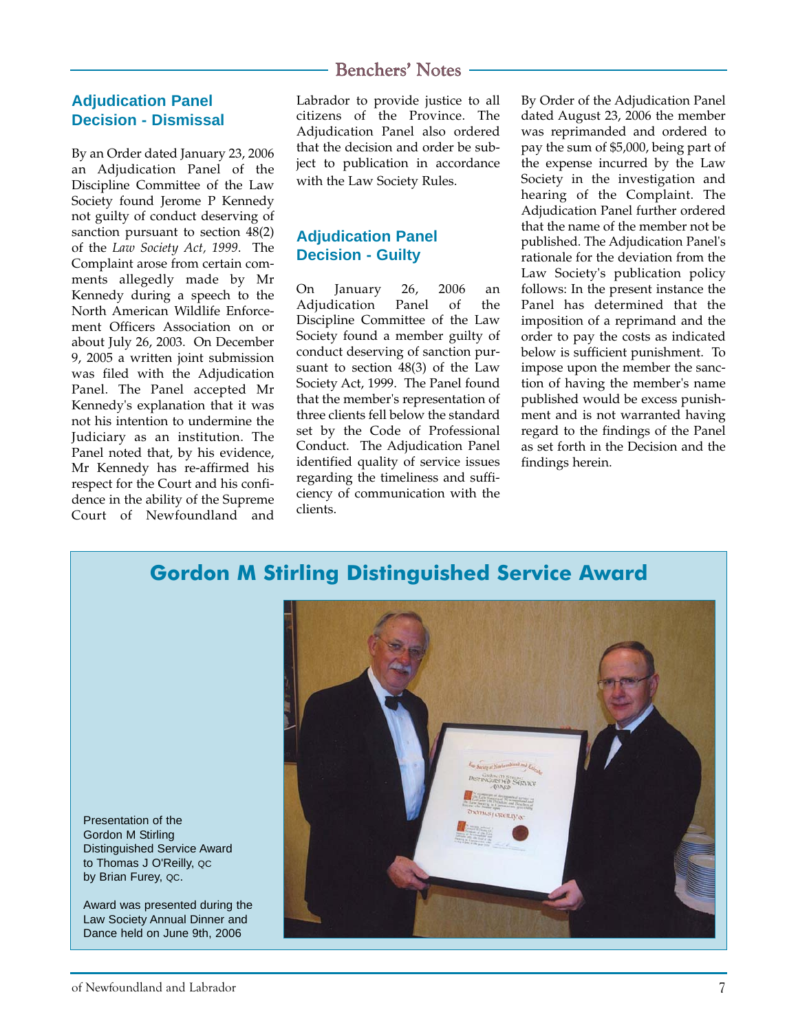## Adjudication Panel Decision - Dismissal

By an Order dated January 23, 2006 an Adjudication Panel of the Discipline Committee of the Law Society found Jerome P Kennedy not guilty of conduct deserving of sanction pursuant to section 48(2) of the *Law Society Act, 1999*. The Complaint arose from certain comments allegedly made by Mr Kennedy during a speech to the North American Wildlife Enforcement Officers Association on or about July 26, 2003. On December 9, 2005 a written joint submission was filed with the Adjudication Panel. The Panel accepted Mr Kennedy's explanation that it was not his intention to undermine the Judiciary as an institution. The Panel noted that, by his evidence, Mr Kennedy has re-affirmed his respect for the Court and his confidence in the ability of the Supreme Court of Newfoundland and Labrador to provide justice to all citizens of the Province. The Adjudication Panel also ordered that the decision and order be subject to publication in accordance with the Law Society Rules.

## Adjudication Panel Decision - Guilty

On January 26, 2006 an Adjudication Panel of the Discipline Committee of the Law Society found a member guilty of conduct deserving of sanction pursuant to section 48(3) of the Law Society Act, 1999. The Panel found that the member's representation of three clients fell below the standard set by the Code of Professional Conduct. The Adjudication Panel identified quality of service issues regarding the timeliness and sufficiency of communication with the clients.

By Order of the Adjudication Panel dated August 23, 2006 the member was reprimanded and ordered to pay the sum of $5,000, being part of the expense incurred by the Law Society in the investigation and hearing of the Complaint. The Adjudication Panel further ordered that the name of the member not be published. The Adjudication Panel's rationale for the deviation from the Law Society's publication policy follows: In the present instance the Panel has determined that the imposition of a reprimand and the order to pay the costs as indicated below is sufficient punishment. To impose upon the member the sanction of having the member's name published would be excess punishment and is not warranted having regard to the findings of the Panel as set forth in the Decision and the findings herein.

## Gordon M Stirling Distinguished Service Award

Presentation of the Gordon M Stirling Distinguished Service Award to Thomas J O'Reilly, QC by Brian Furey, QC.

Award was presented during the Law Society Annual Dinner and Dance held on June 9th, 2006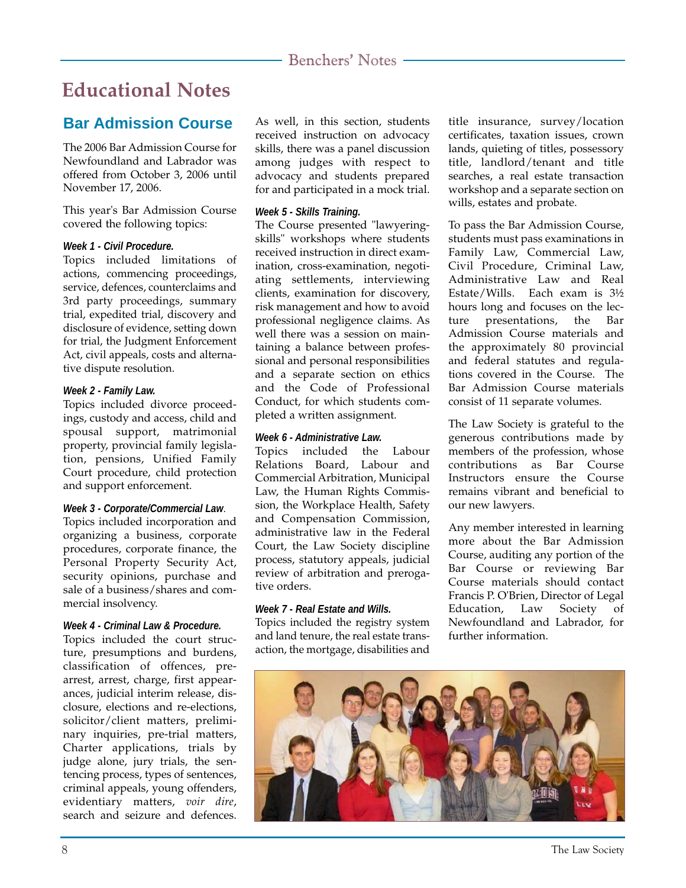# Educational Notes

## Bar Admission Course

The 2006 Bar Admission Course for Newfoundland and Labrador was offered from October 3, 2006 until November 17, 2006.

This year's Bar Admission Course covered the following topics:

***Week 1 - Civil Procedure.***
Topics included limitations of actions, commencing proceedings, service, defences, counterclaims and 3rd party proceedings, summary trial, expedited trial, discovery and disclosure of evidence, setting down for trial, the Judgment Enforcement Act, civil appeals, costs and alternative dispute resolution.

***Week 2 - Family Law.***
Topics included divorce proceedings, custody and access, child and spousal support, matrimonial property, provincial family legislation, pensions, Unified Family Court procedure, child protection and support enforcement.

***Week 3 - Corporate/Commercial Law.***
Topics included incorporation and organizing a business, corporate procedures, corporate finance, the Personal Property Security Act, security opinions, purchase and sale of a business/shares and commercial insolvency.

***Week 4 - Criminal Law & Procedure.***
Topics included the court structure, presumptions and burdens, classification of offences, pre-arrest, arrest, charge, first appearances, judicial interim release, disclosure, elections and re-elections, solicitor/client matters, preliminary inquiries, pre-trial matters, Charter applications, trials by judge alone, jury trials, the sentencing process, types of sentences, criminal appeals, young offenders, evidentiary matters, *voir dire*, search and seizure and defences. As well, in this section, students received instruction on advocacy skills, there was a panel discussion among judges with respect to advocacy and students prepared for and participated in a mock trial.

***Week 5 - Skills Training.***
The Course presented "lawyering-skills" workshops where students received instruction in direct examination, cross-examination, negotiating settlements, interviewing clients, examination for discovery, risk management and how to avoid professional negligence claims. As well there was a session on maintaining a balance between professional and personal responsibilities and a separate section on ethics and the Code of Professional Conduct, for which students completed a written assignment.

***Week 6 - Administrative Law.***
Topics included the Labour Relations Board, Labour and Commercial Arbitration, Municipal Law, the Human Rights Commission, the Workplace Health, Safety and Compensation Commission, administrative law in the Federal Court, the Law Society discipline process, statutory appeals, judicial review of arbitration and prerogative orders.

***Week 7 - Real Estate and Wills.***
Topics included the registry system and land tenure, the real estate transaction, the mortgage, disabilities and title insurance, survey/location certificates, taxation issues, crown lands, quieting of titles, possessory title, landlord/tenant and title searches, a real estate transaction workshop and a separate section on wills, estates and probate.

To pass the Bar Admission Course, students must pass examinations in Family Law, Commercial Law, Civil Procedure, Criminal Law, Administrative Law and Real Estate/Wills. Each exam is 3½ hours long and focuses on the lecture presentations, the Bar Admission Course materials and the approximately 80 provincial and federal statutes and regulations covered in the Course. The Bar Admission Course materials consist of 11 separate volumes.

The Law Society is grateful to the generous contributions made by members of the profession, whose contributions as Bar Course Instructors ensure the Course remains vibrant and beneficial to our new lawyers.

Any member interested in learning more about the Bar Admission Course, auditing any portion of the Bar Course or reviewing Bar Course materials should contact Francis P. O'Brien, Director of Legal Education, Law Society of Newfoundland and Labrador, for further information.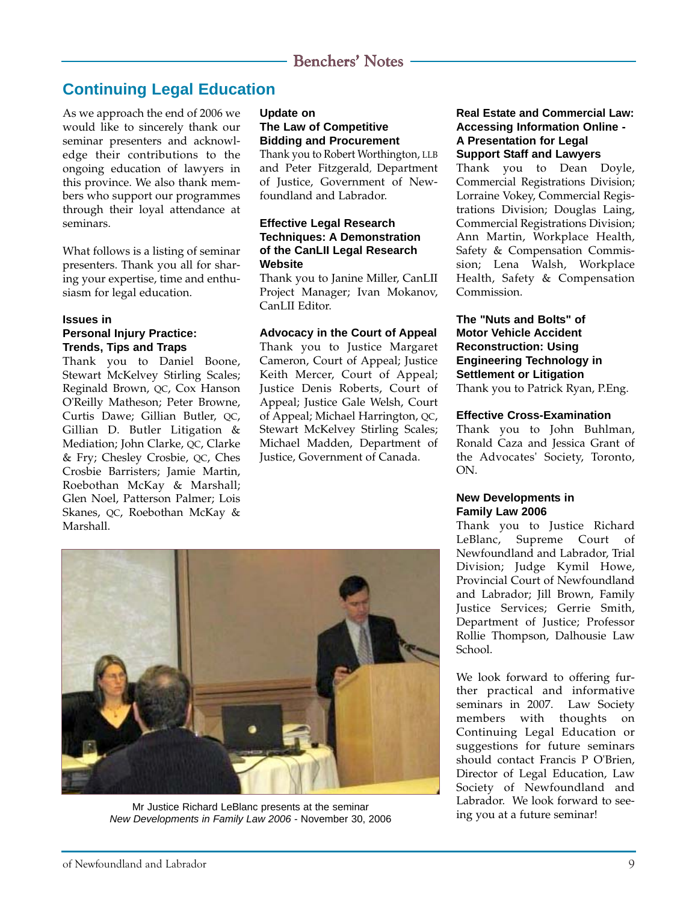## Continuing Legal Education

As we approach the end of 2006 we would like to sincerely thank our seminar presenters and acknowledge their contributions to the ongoing education of lawyers in this province. We also thank members who support our programmes through their loyal attendance at seminars.

What follows is a listing of seminar presenters. Thank you all for sharing your expertise, time and enthusiasm for legal education.

**Issues in Personal Injury Practice: Trends, Tips and Traps**
Thank you to Daniel Boone, Stewart McKelvey Stirling Scales; Reginald Brown, QC, Cox Hanson O'Reilly Matheson; Peter Browne, Curtis Dawe; Gillian Butler, QC, Gillian D. Butler Litigation & Mediation; John Clarke, QC, Clarke & Fry; Chesley Crosbie, QC, Ches Crosbie Barristers; Jamie Martin, Roebothan McKay & Marshall; Glen Noel, Patterson Palmer; Lois Skanes, QC, Roebothan McKay & Marshall.

**Update on The Law of Competitive Bidding and Procurement**
Thank you to Robert Worthington, LLB and Peter Fitzgerald, Department of Justice, Government of Newfoundland and Labrador.

**Effective Legal Research Techniques: A Demonstration of the CanLII Legal Research Website**
Thank you to Janine Miller, CanLII Project Manager; Ivan Mokanov, CanLII Editor.

**Advocacy in the Court of Appeal**
Thank you to Justice Margaret Cameron, Court of Appeal; Justice Keith Mercer, Court of Appeal; Justice Denis Roberts, Court of Appeal; Justice Gale Welsh, Court of Appeal; Michael Harrington, QC, Stewart McKelvey Stirling Scales; Michael Madden, Department of Justice, Government of Canada.

Mr Justice Richard LeBlanc presents at the seminar
*New Developments in Family Law 2006* - November 30, 2006

**Real Estate and Commercial Law: Accessing Information Online - A Presentation for Legal Support Staff and Lawyers**
Thank you to Dean Doyle, Commercial Registrations Division; Lorraine Vokey, Commercial Registrations Division; Douglas Laing, Commercial Registrations Division; Ann Martin, Workplace Health, Safety & Compensation Commission; Lena Walsh, Workplace Health, Safety & Compensation Commission.

**The "Nuts and Bolts" of Motor Vehicle Accident Reconstruction: Using Engineering Technology in Settlement or Litigation**
Thank you to Patrick Ryan, P.Eng.

**Effective Cross-Examination**
Thank you to John Buhlman, Ronald Caza and Jessica Grant of the Advocates' Society, Toronto, ON.

**New Developments in Family Law 2006**
Thank you to Justice Richard LeBlanc, Supreme Court of Newfoundland and Labrador, Trial Division; Judge Kymil Howe, Provincial Court of Newfoundland and Labrador; Jill Brown, Family Justice Services; Gerrie Smith, Department of Justice; Professor Rollie Thompson, Dalhousie Law School.

We look forward to offering further practical and informative seminars in 2007. Law Society members with thoughts on Continuing Legal Education or suggestions for future seminars should contact Francis P O'Brien, Director of Legal Education, Law Society of Newfoundland and Labrador. We look forward to seeing you at a future seminar!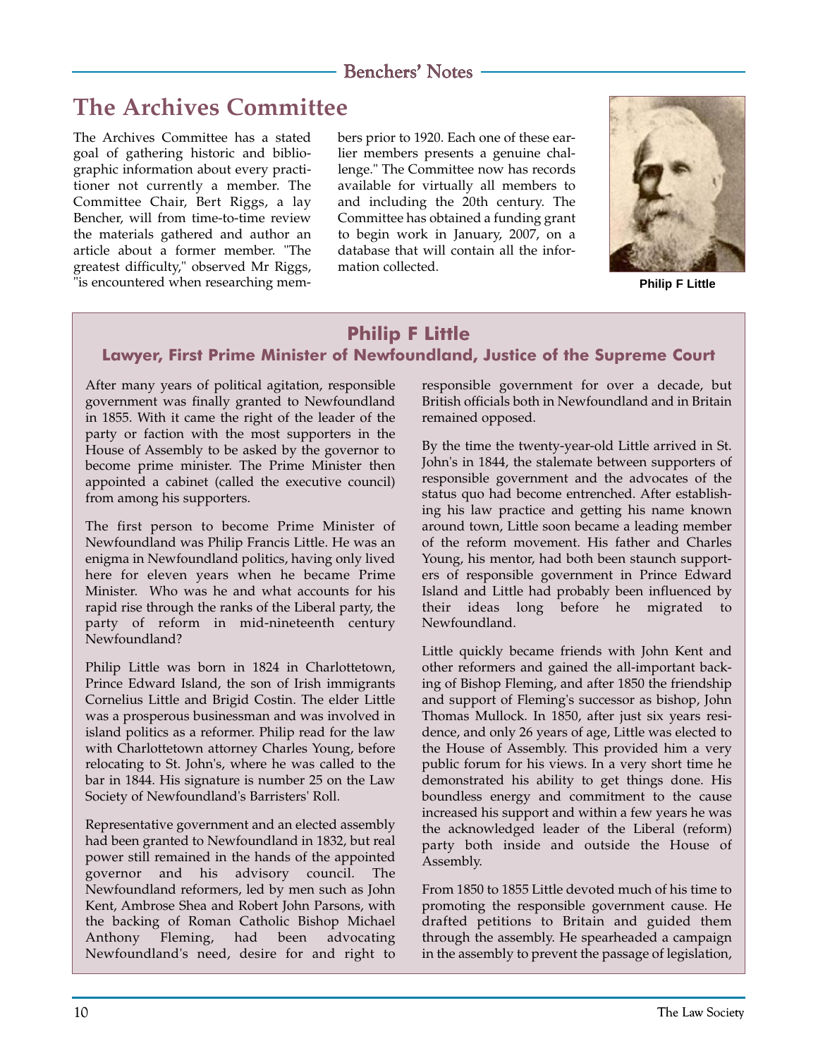# The Archives Committee

The Archives Committee has a stated goal of gathering historic and bibliographic information about every practitioner not currently a member. The Committee Chair, Bert Riggs, a lay Bencher, will from time-to-time review the materials gathered and author an article about a former member. "The greatest difficulty," observed Mr Riggs, "is encountered when researching members prior to 1920. Each one of these earlier members presents a genuine challenge." The Committee now has records available for virtually all members to and including the 20th century. The Committee has obtained a funding grant to begin work in January, 2007, on a database that will contain all the information collected.

Philip F Little

## Philip F Little

### Lawyer, First Prime Minister of Newfoundland, Justice of the Supreme Court

After many years of political agitation, responsible government was finally granted to Newfoundland in 1855. With it came the right of the leader of the party or faction with the most supporters in the House of Assembly to be asked by the governor to become prime minister. The Prime Minister then appointed a cabinet (called the executive council) from among his supporters.

The first person to become Prime Minister of Newfoundland was Philip Francis Little. He was an enigma in Newfoundland politics, having only lived here for eleven years when he became Prime Minister. Who was he and what accounts for his rapid rise through the ranks of the Liberal party, the party of reform in mid-nineteenth century Newfoundland?

Philip Little was born in 1824 in Charlottetown, Prince Edward Island, the son of Irish immigrants Cornelius Little and Brigid Costin. The elder Little was a prosperous businessman and was involved in island politics as a reformer. Philip read for the law with Charlottetown attorney Charles Young, before relocating to St. John's, where he was called to the bar in 1844. His signature is number 25 on the Law Society of Newfoundland's Barristers' Roll.

Representative government and an elected assembly had been granted to Newfoundland in 1832, but real power still remained in the hands of the appointed governor and his advisory council. The Newfoundland reformers, led by men such as John Kent, Ambrose Shea and Robert John Parsons, with the backing of Roman Catholic Bishop Michael Anthony Fleming, had been advocating Newfoundland's need, desire for and right to responsible government for over a decade, but British officials both in Newfoundland and in Britain remained opposed.

By the time the twenty-year-old Little arrived in St. John's in 1844, the stalemate between supporters of responsible government and the advocates of the status quo had become entrenched. After establishing his law practice and getting his name known around town, Little soon became a leading member of the reform movement. His father and Charles Young, his mentor, had both been staunch supporters of responsible government in Prince Edward Island and Little had probably been influenced by their ideas long before he migrated to Newfoundland.

Little quickly became friends with John Kent and other reformers and gained the all-important backing of Bishop Fleming, and after 1850 the friendship and support of Fleming's successor as bishop, John Thomas Mullock. In 1850, after just six years residence, and only 26 years of age, Little was elected to the House of Assembly. This provided him a very public forum for his views. In a very short time he demonstrated his ability to get things done. His boundless energy and commitment to the cause increased his support and within a few years he was the acknowledged leader of the Liberal (reform) party both inside and outside the House of Assembly.

From 1850 to 1855 Little devoted much of his time to promoting the responsible government cause. He drafted petitions to Britain and guided them through the assembly. He spearheaded a campaign in the assembly to prevent the passage of legislation,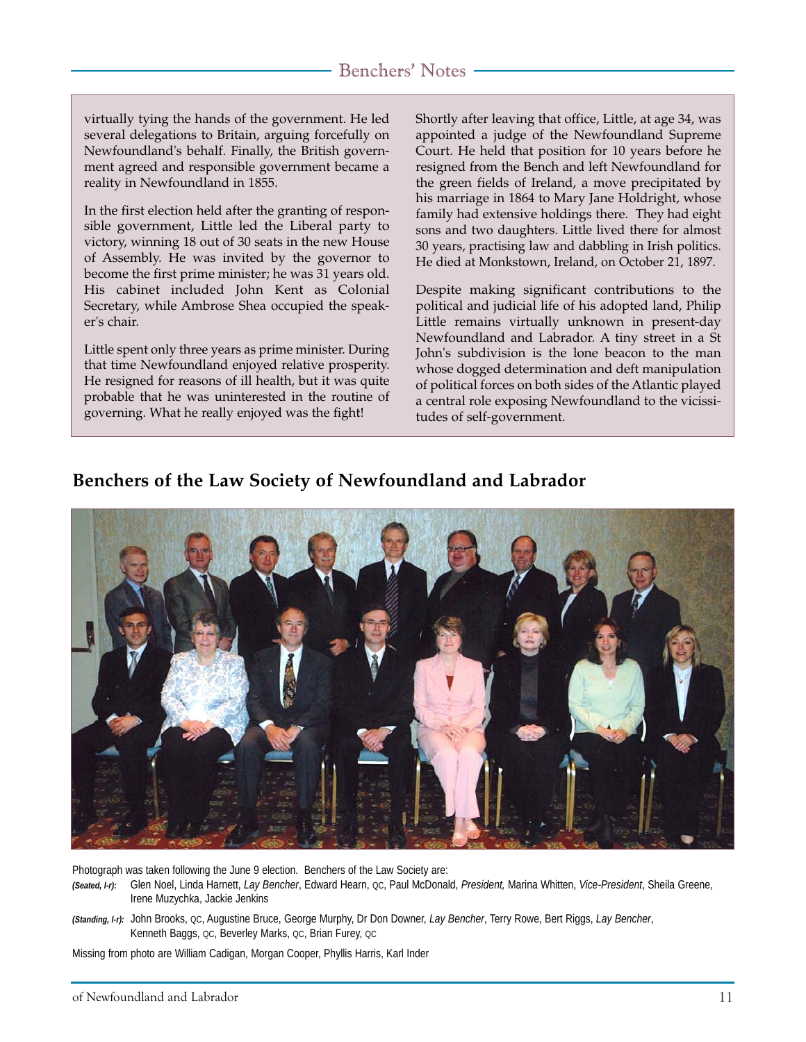virtually tying the hands of the government. He led several delegations to Britain, arguing forcefully on Newfoundland's behalf. Finally, the British government agreed and responsible government became a reality in Newfoundland in 1855.

In the first election held after the granting of responsible government, Little led the Liberal party to victory, winning 18 out of 30 seats in the new House of Assembly. He was invited by the governor to become the first prime minister; he was 31 years old. His cabinet included John Kent as Colonial Secretary, while Ambrose Shea occupied the speaker's chair.

Little spent only three years as prime minister. During that time Newfoundland enjoyed relative prosperity. He resigned for reasons of ill health, but it was quite probable that he was uninterested in the routine of governing. What he really enjoyed was the fight!

Shortly after leaving that office, Little, at age 34, was appointed a judge of the Newfoundland Supreme Court. He held that position for 10 years before he resigned from the Bench and left Newfoundland for the green fields of Ireland, a move precipitated by his marriage in 1864 to Mary Jane Holdright, whose family had extensive holdings there. They had eight sons and two daughters. Little lived there for almost 30 years, practising law and dabbling in Irish politics. He died at Monkstown, Ireland, on October 21, 1897.

Despite making significant contributions to the political and judicial life of his adopted land, Philip Little remains virtually unknown in present-day Newfoundland and Labrador. A tiny street in a St John's subdivision is the lone beacon to the man whose dogged determination and deft manipulation of political forces on both sides of the Atlantic played a central role exposing Newfoundland to the vicissitudes of self-government.

## Benchers of the Law Society of Newfoundland and Labrador

Photograph was taken following the June 9 election. Benchers of the Law Society are:

***(Seated, l-r):*** Glen Noel, Linda Harnett, *Lay Bencher*, Edward Hearn, QC, Paul McDonald, *President,* Marina Whitten, *Vice-President*, Sheila Greene, Irene Muzychka, Jackie Jenkins

***(Standing, l-r):*** John Brooks, QC, Augustine Bruce, George Murphy, Dr Don Downer, *Lay Bencher*, Terry Rowe, Bert Riggs, *Lay Bencher*, Kenneth Baggs, QC, Beverley Marks, QC, Brian Furey, QC

Missing from photo are William Cadigan, Morgan Cooper, Phyllis Harris, Karl Inder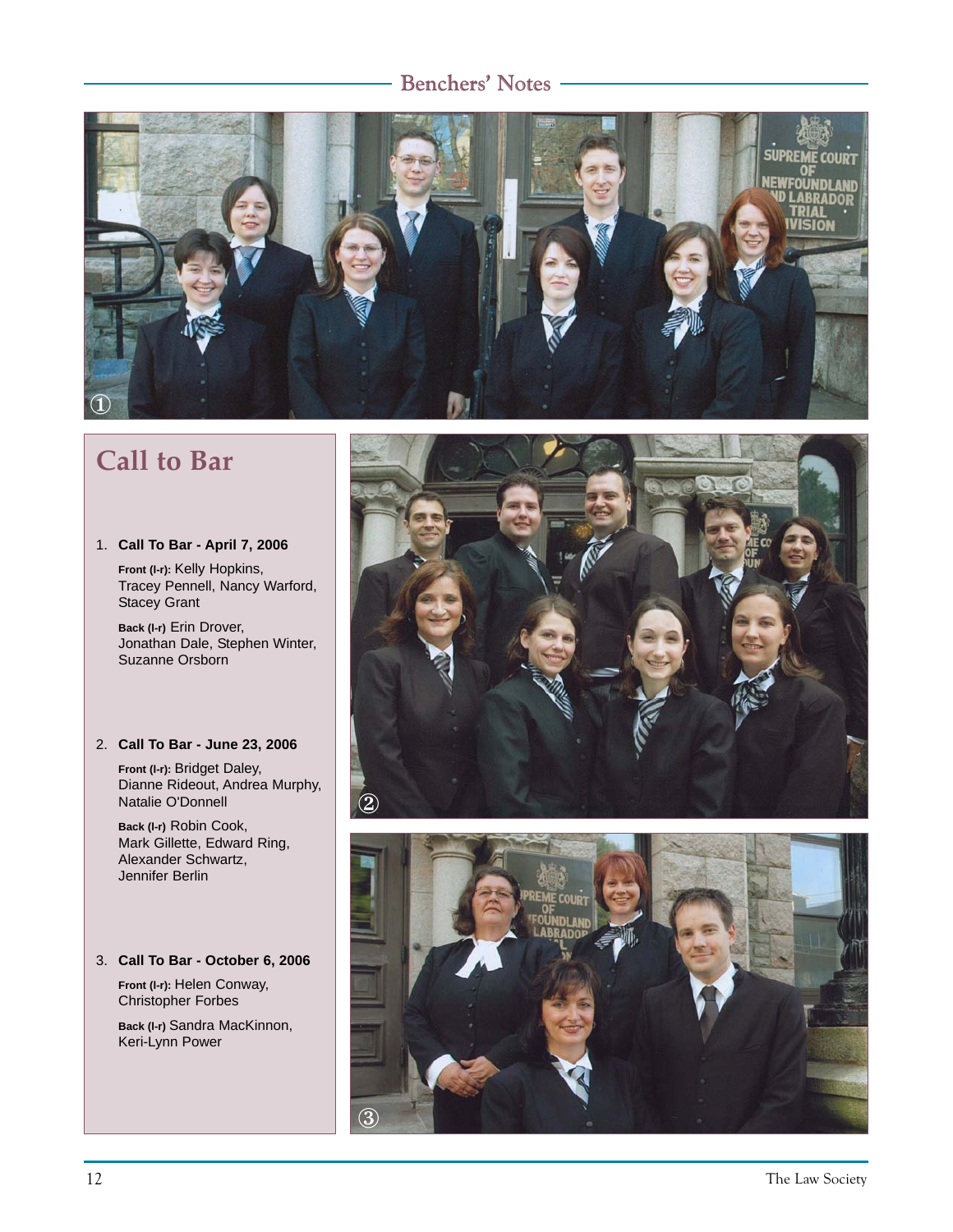## Call to Bar

1. **Call To Bar - April 7, 2006**

   **Front (l-r):** Kelly Hopkins, Tracey Pennell, Nancy Warford, Stacey Grant

   **Back (l-r)** Erin Drover, Jonathan Dale, Stephen Winter, Suzanne Orsborn

2. **Call To Bar - June 23, 2006**

   **Front (l-r):** Bridget Daley, Dianne Rideout, Andrea Murphy, Natalie O'Donnell

   **Back (l-r)** Robin Cook, Mark Gillette, Edward Ring, Alexander Schwartz, Jennifer Berlin

3. **Call To Bar - October 6, 2006**

   **Front (l-r):** Helen Conway, Christopher Forbes

   **Back (l-r)** Sandra MacKinnon, Keri-Lynn Power